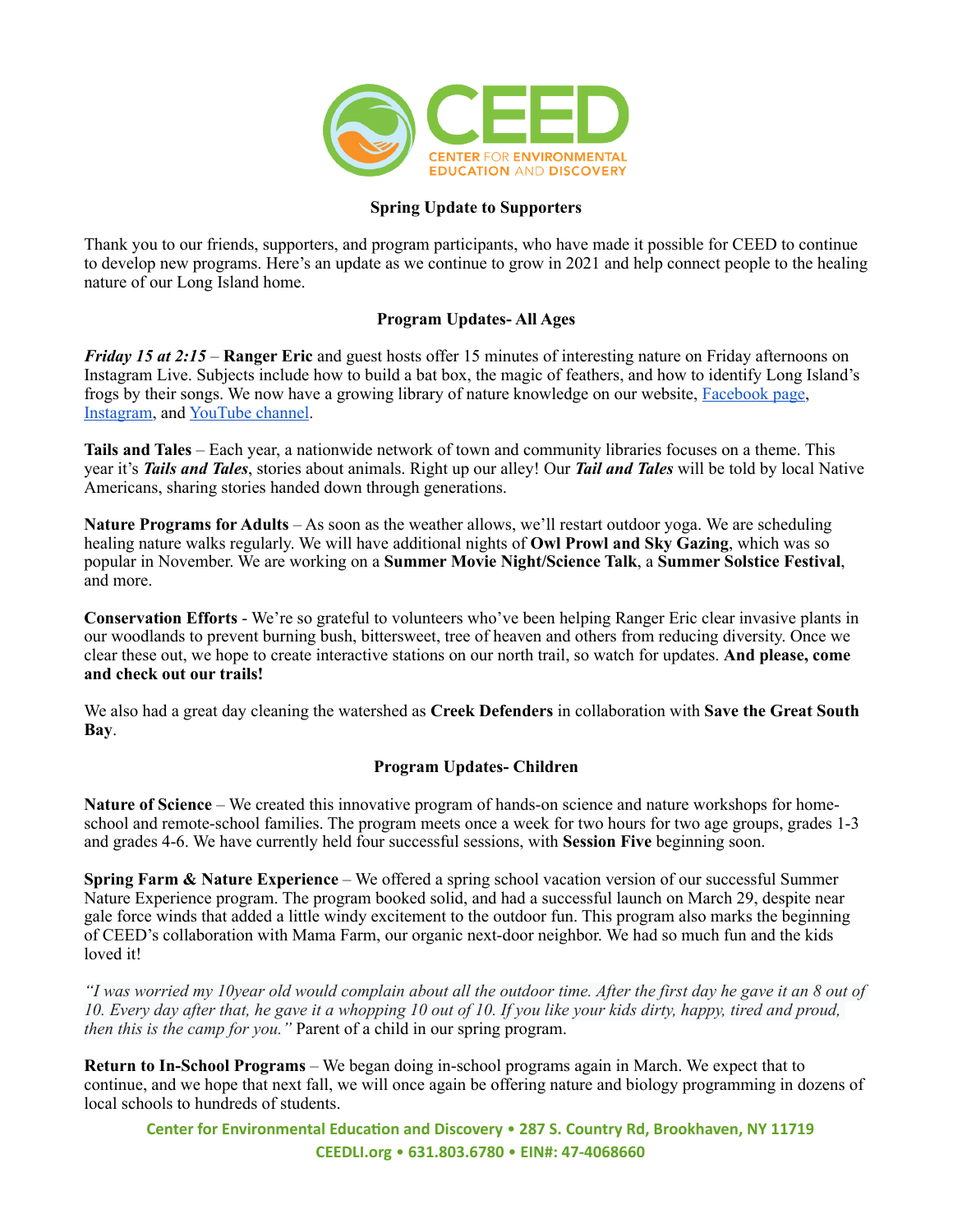**Spring Update to Supporters**

Thank you to our friends, supporters, and program participants, who have made it possible for CEED to continue to develop new programs. Here's an update as we continue to grow in 2021 and help connect people to the healing nature of our Long Island home.

**Program Updates- All Ages**

***Friday 15 at 2:15*** – **Ranger Eric** and guest hosts offer 15 minutes of interesting nature on Friday afternoons on Instagram Live. Subjects include how to build a bat box, the magic of feathers, and how to identify Long Island's frogs by their songs. We now have a growing library of nature knowledge on our website, Facebook page, Instagram, and YouTube channel.

**Tails and Tales** – Each year, a nationwide network of town and community libraries focuses on a theme. This year it's ***Tails and Tales***, stories about animals. Right up our alley! Our ***Tail and Tales*** will be told by local Native Americans, sharing stories handed down through generations.

**Nature Programs for Adults** – As soon as the weather allows, we'll restart outdoor yoga. We are scheduling healing nature walks regularly. We will have additional nights of **Owl Prowl and Sky Gazing**, which was so popular in November. We are working on a **Summer Movie Night/Science Talk**, a **Summer Solstice Festival**, and more.

**Conservation Efforts** - We're so grateful to volunteers who've been helping Ranger Eric clear invasive plants in our woodlands to prevent burning bush, bittersweet, tree of heaven and others from reducing diversity. Once we clear these out, we hope to create interactive stations on our north trail, so watch for updates. **And please, come and check out our trails!**

We also had a great day cleaning the watershed as **Creek Defenders** in collaboration with **Save the Great South Bay**.

**Program Updates- Children**

**Nature of Science** – We created this innovative program of hands-on science and nature workshops for home-school and remote-school families. The program meets once a week for two hours for two age groups, grades 1-3 and grades 4-6. We have currently held four successful sessions, with **Session Five** beginning soon.

**Spring Farm & Nature Experience** – We offered a spring school vacation version of our successful Summer Nature Experience program. The program booked solid, and had a successful launch on March 29, despite near gale force winds that added a little windy excitement to the outdoor fun. This program also marks the beginning of CEED's collaboration with Mama Farm, our organic next-door neighbor. We had so much fun and the kids loved it!

*"I was worried my 10year old would complain about all the outdoor time. After the first day he gave it an 8 out of 10. Every day after that, he gave it a whopping 10 out of 10. If you like your kids dirty, happy, tired and proud, then this is the camp for you."* Parent of a child in our spring program.

**Return to In-School Programs** – We began doing in-school programs again in March. We expect that to continue, and we hope that next fall, we will once again be offering nature and biology programming in dozens of local schools to hundreds of students.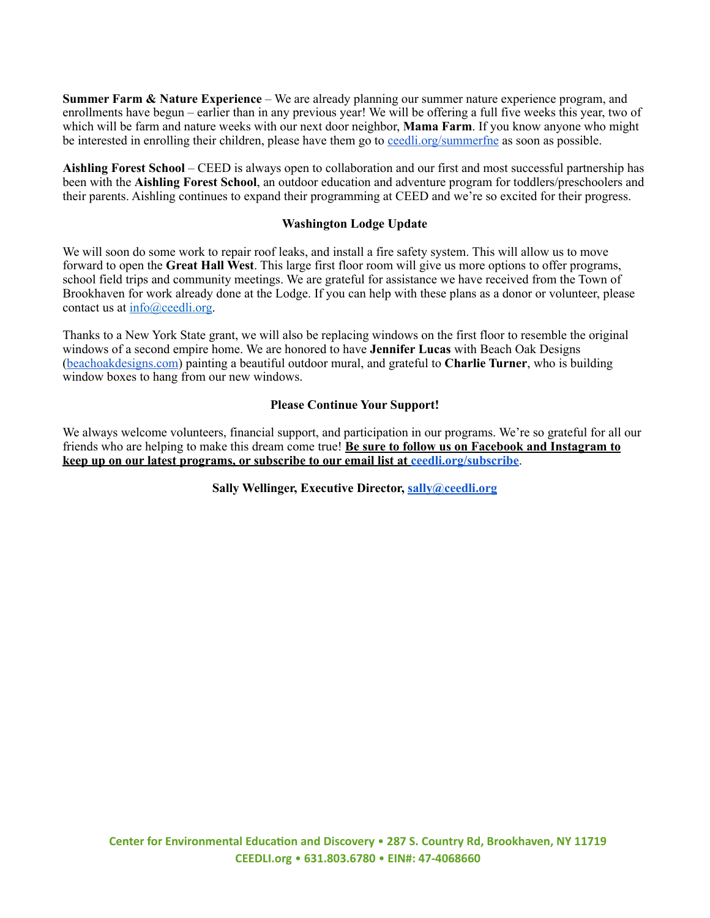**Summer Farm & Nature Experience** – We are already planning our summer nature experience program, and enrollments have begun – earlier than in any previous year! We will be offering a full five weeks this year, two of which will be farm and nature weeks with our next door neighbor, **Mama Farm**. If you know anyone who might be interested in enrolling their children, please have them go to ceedli.org/summerfne as soon as possible.

**Aishling Forest School** – CEED is always open to collaboration and our first and most successful partnership has been with the **Aishling Forest School**, an outdoor education and adventure program for toddlers/preschoolers and their parents. Aishling continues to expand their programming at CEED and we're so excited for their progress.

### Washington Lodge Update

We will soon do some work to repair roof leaks, and install a fire safety system. This will allow us to move forward to open the **Great Hall West**. This large first floor room will give us more options to offer programs, school field trips and community meetings. We are grateful for assistance we have received from the Town of Brookhaven for work already done at the Lodge. If you can help with these plans as a donor or volunteer, please contact us at info@ceedli.org.

Thanks to a New York State grant, we will also be replacing windows on the first floor to resemble the original windows of a second empire home. We are honored to have **Jennifer Lucas** with Beach Oak Designs (beachoakdesigns.com) painting a beautiful outdoor mural, and grateful to **Charlie Turner**, who is building window boxes to hang from our new windows.

### Please Continue Your Support!

We always welcome volunteers, financial support, and participation in our programs. We're so grateful for all our friends who are helping to make this dream come true! **Be sure to follow us on Facebook and Instagram to keep up on our latest programs, or subscribe to our email list at ceedli.org/subscribe**.

**Sally Wellinger, Executive Director, sally@ceedli.org**

**Center for Environmental Education and Discovery • 287 S. Country Rd, Brookhaven, NY 11719**
**CEEDLI.org • 631.803.6780 • EIN#: 47-4068660**